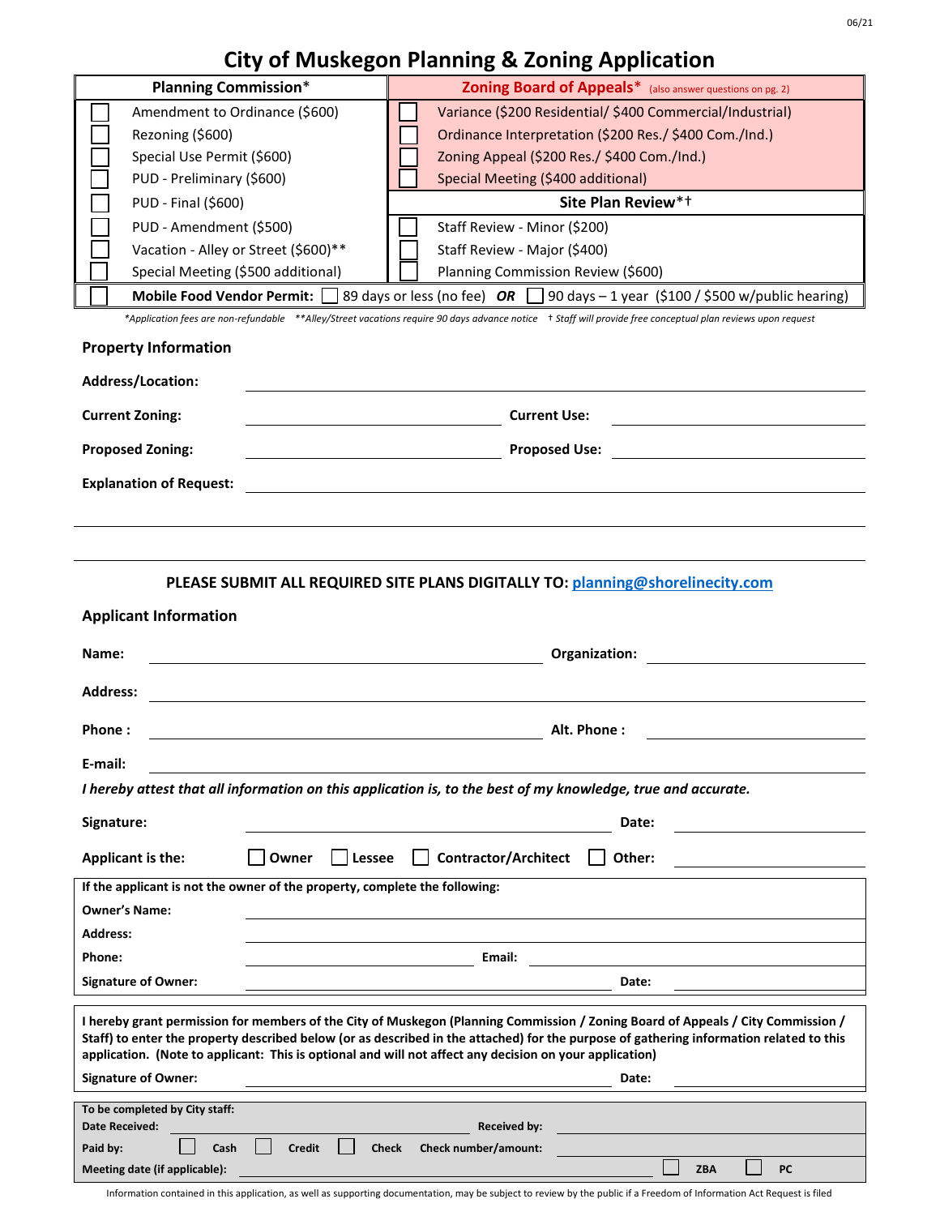# City of Muskegon Planning & Zoning Application

| Planning Commission* | Zoning Board of Appeals* (also answer questions on pg. 2) |
|---|---|
| ☐ Amendment to Ordinance ($600) | ☐ Variance ($200 Residential/ $400 Commercial/Industrial) |
| ☐ Rezoning ($600) | ☐ Ordinance Interpretation ($200 Res./ $400 Com./Ind.) |
| ☐ Special Use Permit ($600) | ☐ Zoning Appeal ($200 Res./ $400 Com./Ind.) |
| ☐ PUD - Preliminary ($600) | ☐ Special Meeting ($400 additional) |
| ☐ PUD - Final ($600) | **Site Plan Review*†** |
| ☐ PUD - Amendment ($500) | ☐ Staff Review - Minor ($200) |
| ☐ Vacation - Alley or Street ($600)** | ☐ Staff Review - Major ($400) |
| ☐ Special Meeting ($500 additional) | ☐ Planning Commission Review ($600) |
| ☐ **Mobile Food Vendor Permit:** ☐ 89 days or less (no fee) ***OR*** ☐ 90 days – 1 year ($100 / $500 w/public hearing) | |

*\*Application fees are non-refundable \*\*Alley/Street vacations require 90 days advance notice † Staff will provide free conceptual plan reviews upon request*

## Property Information

**Address/Location:** ______________________________

**Current Zoning:** ______________ **Current Use:** ______________

**Proposed Zoning:** ______________ **Proposed Use:** ______________

**Explanation of Request:** ______________________________

______________________________

______________________________

**PLEASE SUBMIT ALL REQUIRED SITE PLANS DIGITALLY TO: planning@shorelinecity.com**

## Applicant Information

**Name:** ______________ **Organization:** ______________

**Address:** ______________________________

**Phone :** ______________ **Alt. Phone :** ______________

**E-mail:** ______________________________

***I hereby attest that all information on this application is, to the best of my knowledge, true and accurate.***

**Signature:** ______________ **Date:** ______________

**Applicant is the:** ☐ **Owner** ☐ **Lessee** ☐ **Contractor/Architect** ☐ **Other:** ______________

**If the applicant is not the owner of the property, complete the following:**

**Owner's Name:** ______________________________

**Address:** ______________________________

**Phone:** ______________ **Email:** ______________

**Signature of Owner:** ______________ **Date:** ______________

**I hereby grant permission for members of the City of Muskegon (Planning Commission / Zoning Board of Appeals / City Commission / Staff) to enter the property described below (or as described in the attached) for the purpose of gathering information related to this application. (Note to applicant: This is optional and will not affect any decision on your application)**

**Signature of Owner:** ______________ **Date:** ______________

**To be completed by City staff:**

**Date Received:** ______________ **Received by:** ______________

**Paid by:** ☐ **Cash** ☐ **Credit** ☐ **Check** **Check number/amount:** ______________

**Meeting date (if applicable):** ______________ ☐ **ZBA** ☐ **PC**

Information contained in this application, as well as supporting documentation, may be subject to review by the public if a Freedom of Information Act Request is filed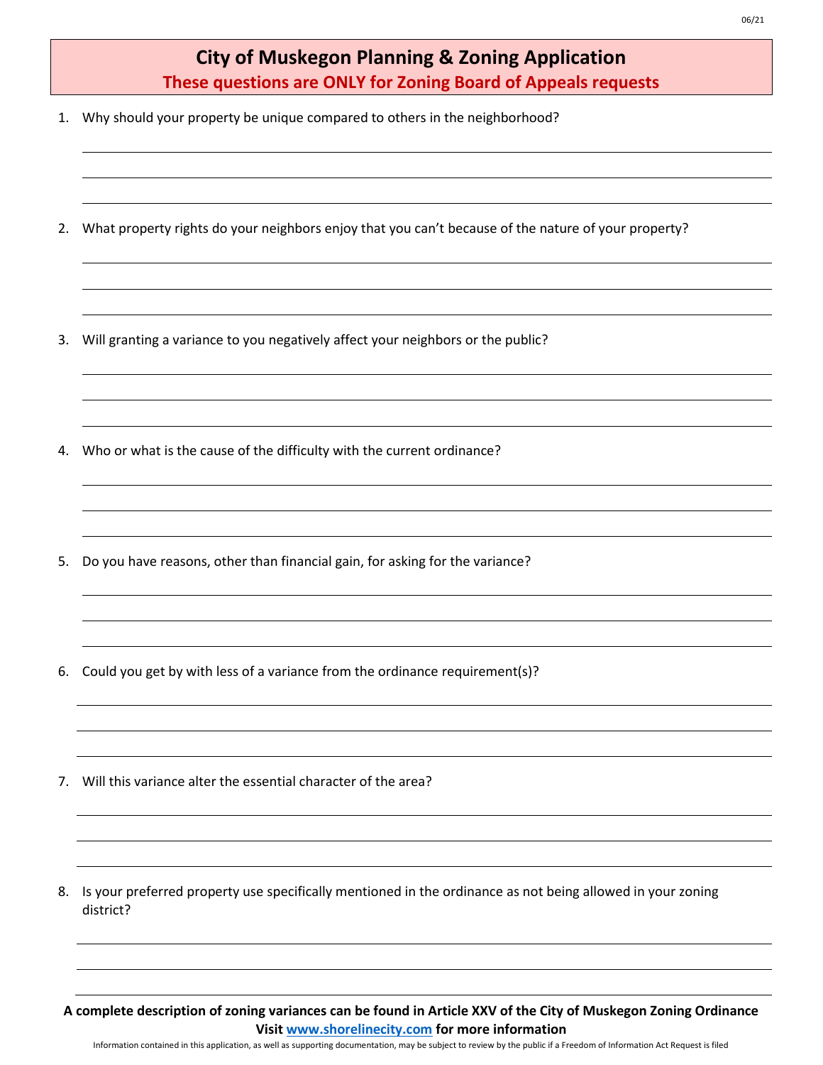# City of Muskegon Planning & Zoning Application

## These questions are ONLY for Zoning Board of Appeals requests

1. Why should your property be unique compared to others in the neighborhood?

2. What property rights do your neighbors enjoy that you can't because of the nature of your property?

3. Will granting a variance to you negatively affect your neighbors or the public?

4. Who or what is the cause of the difficulty with the current ordinance?

5. Do you have reasons, other than financial gain, for asking for the variance?

6. Could you get by with less of a variance from the ordinance requirement(s)?

7. Will this variance alter the essential character of the area?

8. Is your preferred property use specifically mentioned in the ordinance as not being allowed in your zoning district?

**A complete description of zoning variances can be found in Article XXV of the City of Muskegon Zoning Ordinance**
**Visit www.shorelinecity.com for more information**

Information contained in this application, as well as supporting documentation, may be subject to review by the public if a Freedom of Information Act Request is filed